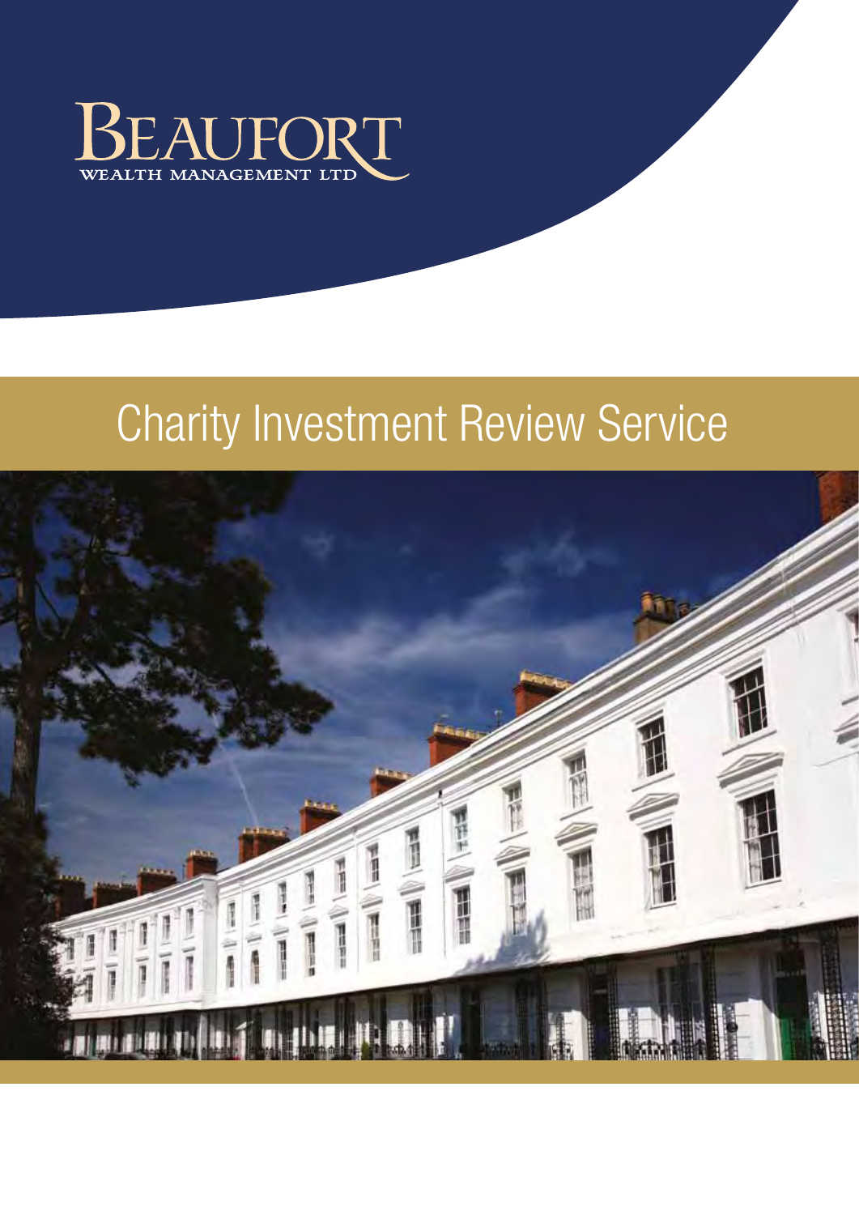BEAUFORT
WEALTH MANAGEMENT LTD

# Charity Investment Review Service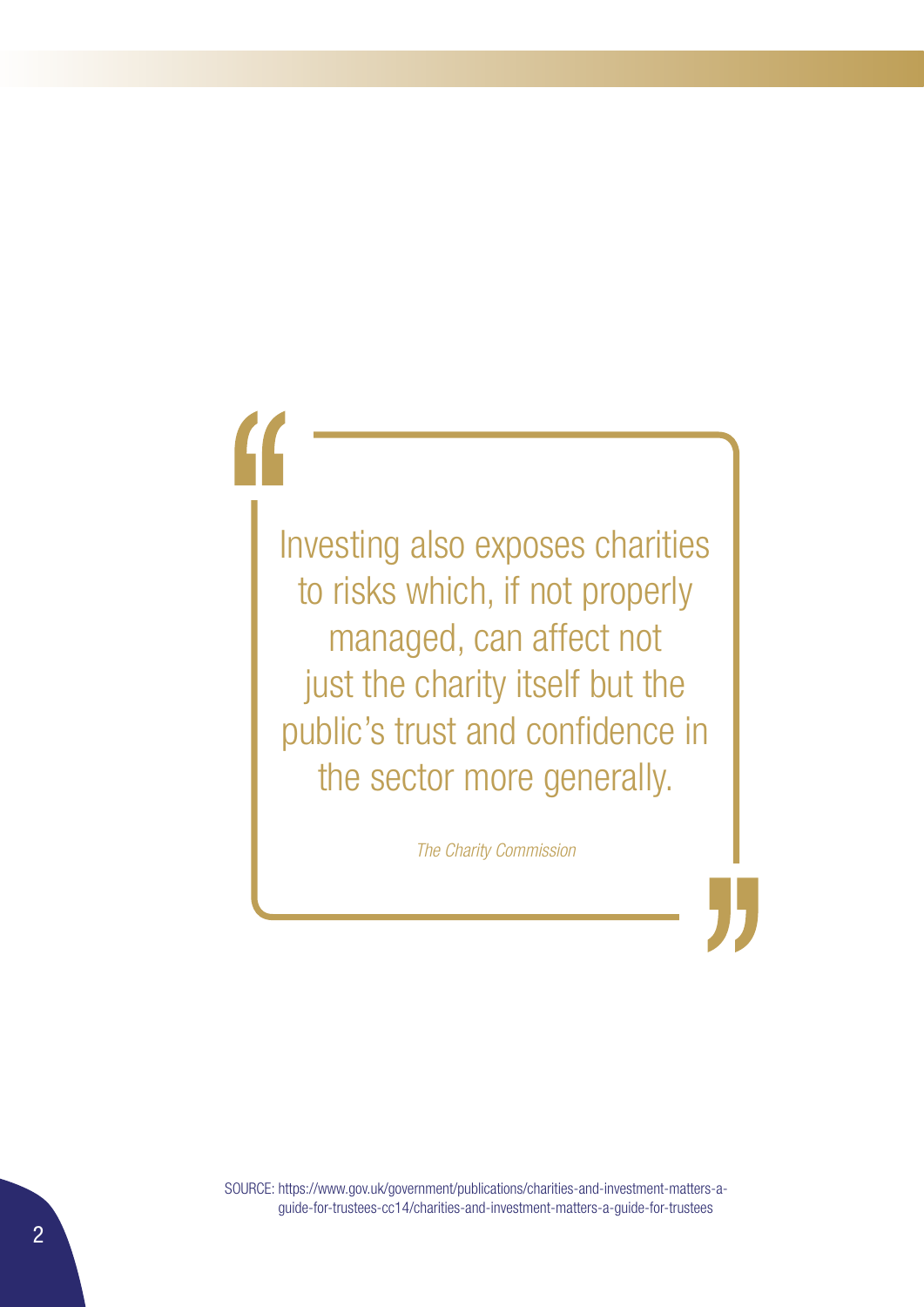> Investing also exposes charities to risks which, if not properly managed, can affect not just the charity itself but the public's trust and confidence in the sector more generally.
>
> *The Charity Commission*

SOURCE: https://www.gov.uk/government/publications/charities-and-investment-matters-a-guide-for-trustees-cc14/charities-and-investment-matters-a-guide-for-trustees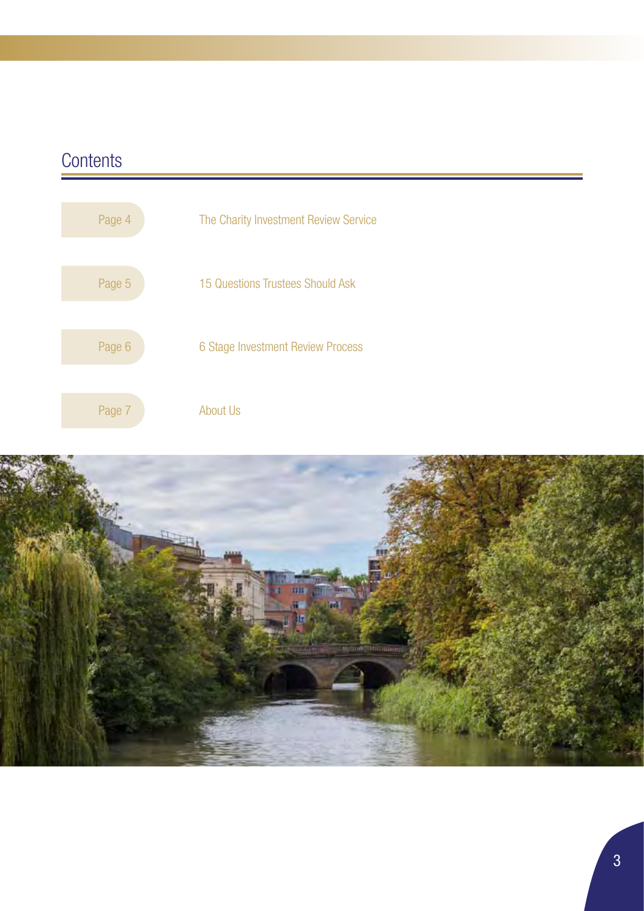# Contents

| | |
|---|---|
| Page 4 | The Charity Investment Review Service |
| Page 5 | 15 Questions Trustees Should Ask |
| Page 6 | 6 Stage Investment Review Process |
| Page 7 | About Us |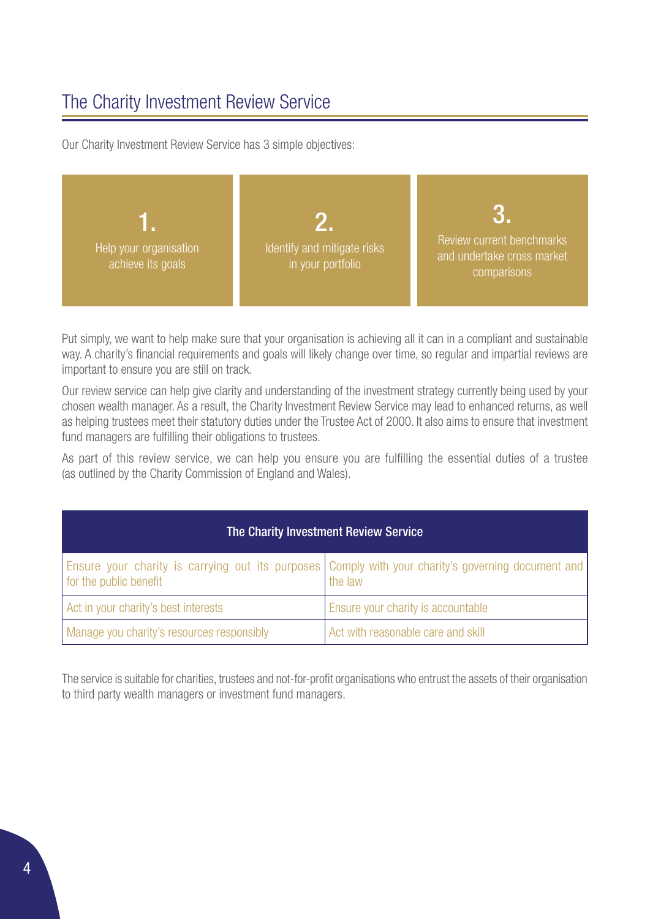# The Charity Investment Review Service

Our Charity Investment Review Service has 3 simple objectives:

**1.** Help your organisation achieve its goals

**2.** Identify and mitigate risks in your portfolio

**3.** Review current benchmarks and undertake cross market comparisons

Put simply, we want to help make sure that your organisation is achieving all it can in a compliant and sustainable way. A charity's financial requirements and goals will likely change over time, so regular and impartial reviews are important to ensure you are still on track.

Our review service can help give clarity and understanding of the investment strategy currently being used by your chosen wealth manager. As a result, the Charity Investment Review Service may lead to enhanced returns, as well as helping trustees meet their statutory duties under the Trustee Act of 2000. It also aims to ensure that investment fund managers are fulfilling their obligations to trustees.

As part of this review service, we can help you ensure you are fulfilling the essential duties of a trustee (as outlined by the Charity Commission of England and Wales).

| The Charity Investment Review Service | |
|---|---|
| Ensure your charity is carrying out its purposes for the public benefit | Comply with your charity's governing document and the law |
| Act in your charity's best interests | Ensure your charity is accountable |
| Manage you charity's resources responsibly | Act with reasonable care and skill |

The service is suitable for charities, trustees and not-for-profit organisations who entrust the assets of their organisation to third party wealth managers or investment fund managers.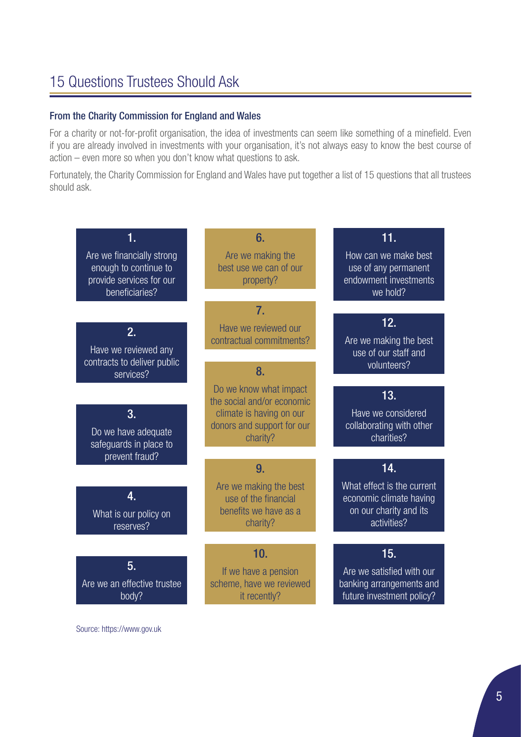# 15 Questions Trustees Should Ask

### From the Charity Commission for England and Wales

For a charity or not-for-profit organisation, the idea of investments can seem like something of a minefield. Even if you are already involved in investments with your organisation, it's not always easy to know the best course of action – even more so when you don't know what questions to ask.

Fortunately, the Charity Commission for England and Wales have put together a list of 15 questions that all trustees should ask.

1. Are we financially strong enough to continue to provide services for our beneficiaries?
2. Have we reviewed any contracts to deliver public services?
3. Do we have adequate safeguards in place to prevent fraud?
4. What is our policy on reserves?
5. Are we an effective trustee body?
6. Are we making the best use we can of our property?
7. Have we reviewed our contractual commitments?
8. Do we know what impact the social and/or economic climate is having on our donors and support for our charity?
9. Are we making the best use of the financial benefits we have as a charity?
10. If we have a pension scheme, have we reviewed it recently?
11. How can we make best use of any permanent endowment investments we hold?
12. Are we making the best use of our staff and volunteers?
13. Have we considered collaborating with other charities?
14. What effect is the current economic climate having on our charity and its activities?
15. Are we satisfied with our banking arrangements and future investment policy?

Source: https://www.gov.uk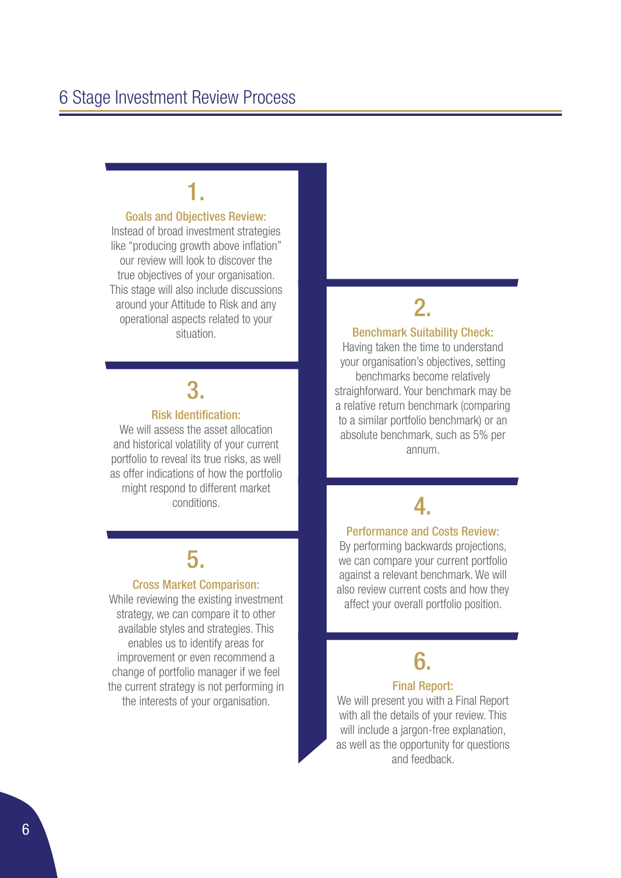# 6 Stage Investment Review Process

## 1.

### Goals and Objectives Review:

Instead of broad investment strategies like "producing growth above inflation" our review will look to discover the true objectives of your organisation. This stage will also include discussions around your Attitude to Risk and any operational aspects related to your situation.

## 2.

### Benchmark Suitability Check:

Having taken the time to understand your organisation's objectives, setting benchmarks become relatively straightforward. Your benchmark may be a relative return benchmark (comparing to a similar portfolio benchmark) or an absolute benchmark, such as 5% per annum.

## 3.

### Risk Identification:

We will assess the asset allocation and historical volatility of your current portfolio to reveal its true risks, as well as offer indications of how the portfolio might respond to different market conditions.

## 4.

### Performance and Costs Review:

By performing backwards projections, we can compare your current portfolio against a relevant benchmark. We will also review current costs and how they affect your overall portfolio position.

## 5.

### Cross Market Comparison:

While reviewing the existing investment strategy, we can compare it to other available styles and strategies. This enables us to identify areas for improvement or even recommend a change of portfolio manager if we feel the current strategy is not performing in the interests of your organisation.

## 6.

### Final Report:

We will present you with a Final Report with all the details of your review. This will include a jargon-free explanation, as well as the opportunity for questions and feedback.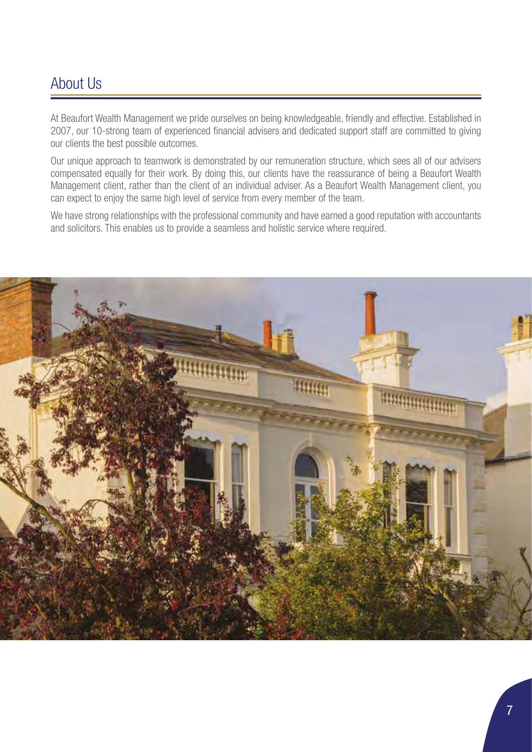## About Us

At Beaufort Wealth Management we pride ourselves on being knowledgeable, friendly and effective. Established in 2007, our 10-strong team of experienced financial advisers and dedicated support staff are committed to giving our clients the best possible outcomes.

Our unique approach to teamwork is demonstrated by our remuneration structure, which sees all of our advisers compensated equally for their work. By doing this, our clients have the reassurance of being a Beaufort Wealth Management client, rather than the client of an individual adviser. As a Beaufort Wealth Management client, you can expect to enjoy the same high level of service from every member of the team.

We have strong relationships with the professional community and have earned a good reputation with accountants and solicitors. This enables us to provide a seamless and holistic service where required.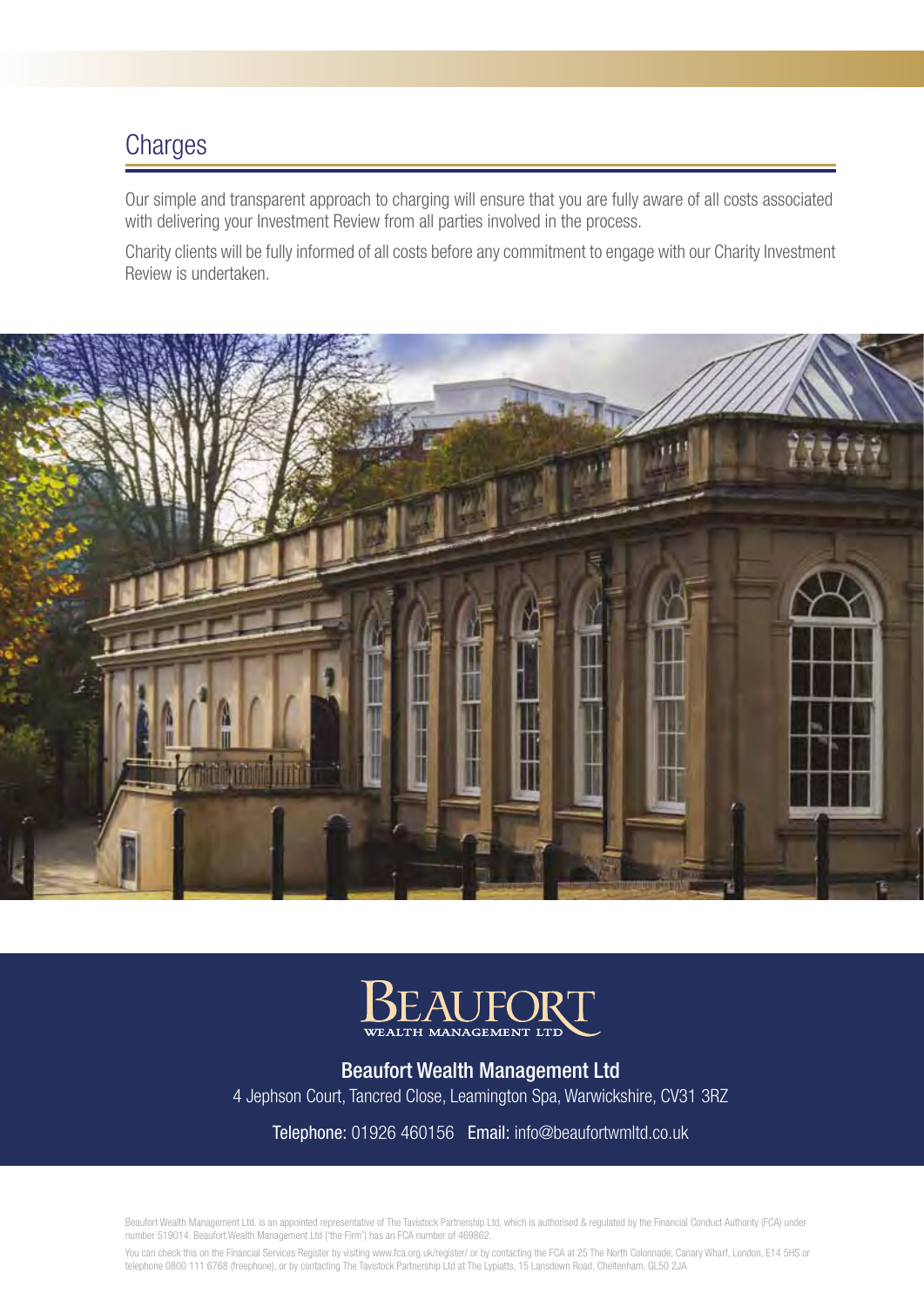## Charges

Our simple and transparent approach to charging will ensure that you are fully aware of all costs associated with delivering your Investment Review from all parties involved in the process.

Charity clients will be fully informed of all costs before any commitment to engage with our Charity Investment Review is undertaken.

BEAUFORT
WEALTH MANAGEMENT LTD

**Beaufort Wealth Management Ltd**

4 Jephson Court, Tancred Close, Leamington Spa, Warwickshire, CV31 3RZ

**Telephone:** 01926 460156 **Email:** info@beaufortwmltd.co.uk

Beaufort Wealth Management Ltd. is an appointed representative of The Tavistock Partnership Ltd, which is authorised & regulated by the Financial Conduct Authority (FCA) under number 519014. Beaufort Wealth Management Ltd ('the Firm') has an FCA number of 469862.

You can check this on the Financial Services Register by visiting www.fca.org.uk/register/ or by contacting the FCA at 25 The North Colonnade, Canary Wharf, London, E14 5HS or telephone 0800 111 6768 (freephone), or by contacting The Tavistock Partnership Ltd at The Lypiatts, 15 Lansdown Road, Cheltenham, GL50 2JA